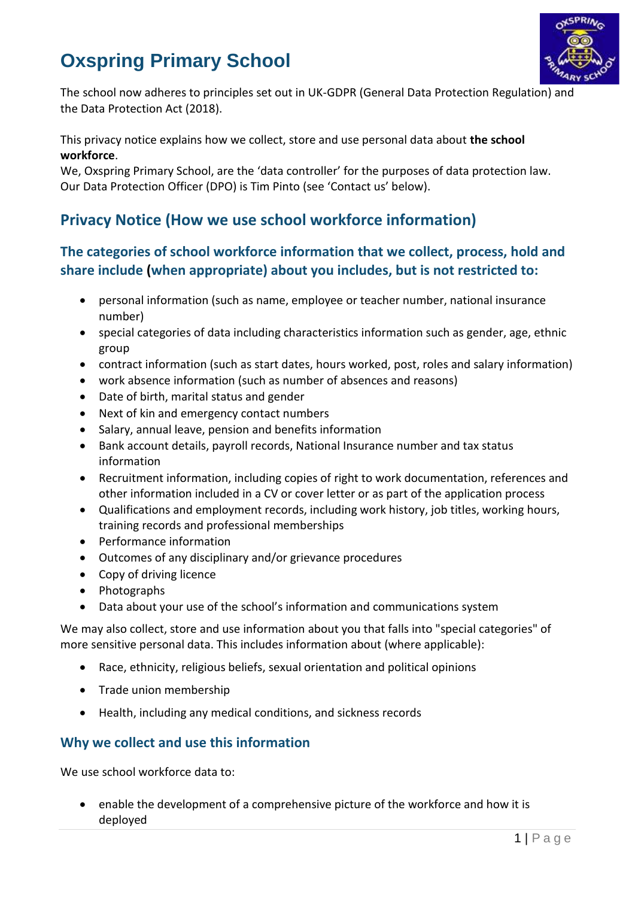# Oxspring Primary School

The school now adheres to principles set out in UK-GDPR (General Data Protection Regulation) and the Data Protection Act (2018).

This privacy notice explains how we collect, store and use personal data about **the school workforce**.

We, Oxspring Primary School, are the 'data controller' for the purposes of data protection law. Our Data Protection Officer (DPO) is Tim Pinto (see 'Contact us' below).

## Privacy Notice (How we use school workforce information)

### The categories of school workforce information that we collect, process, hold and share include (when appropriate) about you includes, but is not restricted to:

- personal information (such as name, employee or teacher number, national insurance number)
- special categories of data including characteristics information such as gender, age, ethnic group
- contract information (such as start dates, hours worked, post, roles and salary information)
- work absence information (such as number of absences and reasons)
- Date of birth, marital status and gender
- Next of kin and emergency contact numbers
- Salary, annual leave, pension and benefits information
- Bank account details, payroll records, National Insurance number and tax status information
- Recruitment information, including copies of right to work documentation, references and other information included in a CV or cover letter or as part of the application process
- Qualifications and employment records, including work history, job titles, working hours, training records and professional memberships
- Performance information
- Outcomes of any disciplinary and/or grievance procedures
- Copy of driving licence
- Photographs
- Data about your use of the school's information and communications system

We may also collect, store and use information about you that falls into "special categories" of more sensitive personal data. This includes information about (where applicable):

- Race, ethnicity, religious beliefs, sexual orientation and political opinions
- Trade union membership
- Health, including any medical conditions, and sickness records

### Why we collect and use this information

We use school workforce data to:

- enable the development of a comprehensive picture of the workforce and how it is deployed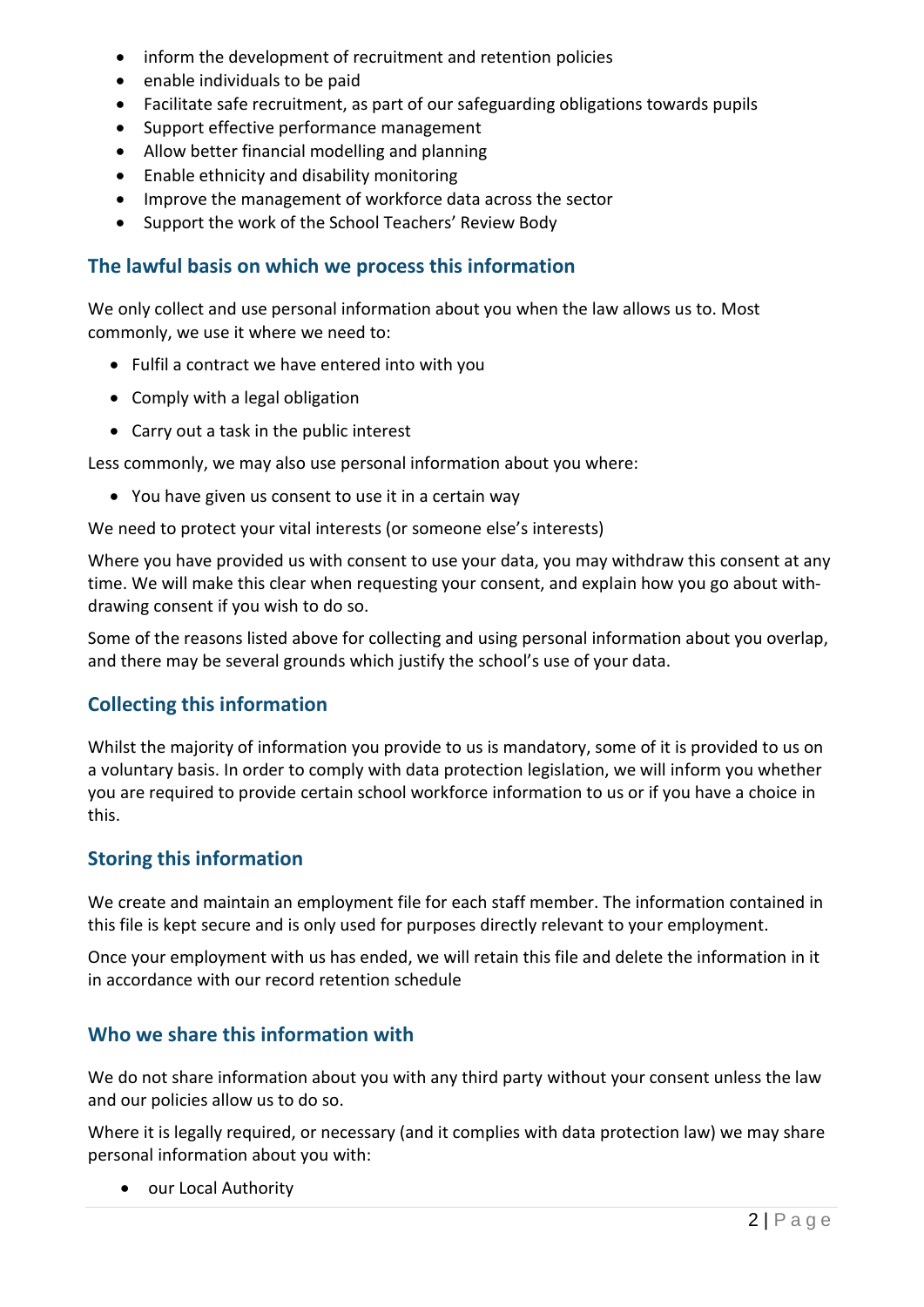- inform the development of recruitment and retention policies
- enable individuals to be paid
- Facilitate safe recruitment, as part of our safeguarding obligations towards pupils
- Support effective performance management
- Allow better financial modelling and planning
- Enable ethnicity and disability monitoring
- Improve the management of workforce data across the sector
- Support the work of the School Teachers' Review Body

## The lawful basis on which we process this information

We only collect and use personal information about you when the law allows us to. Most commonly, we use it where we need to:

- Fulfil a contract we have entered into with you
- Comply with a legal obligation
- Carry out a task in the public interest

Less commonly, we may also use personal information about you where:

- You have given us consent to use it in a certain way

We need to protect your vital interests (or someone else's interests)

Where you have provided us with consent to use your data, you may withdraw this consent at any time. We will make this clear when requesting your consent, and explain how you go about with-drawing consent if you wish to do so.

Some of the reasons listed above for collecting and using personal information about you overlap, and there may be several grounds which justify the school's use of your data.

## Collecting this information

Whilst the majority of information you provide to us is mandatory, some of it is provided to us on a voluntary basis. In order to comply with data protection legislation, we will inform you whether you are required to provide certain school workforce information to us or if you have a choice in this.

## Storing this information

We create and maintain an employment file for each staff member. The information contained in this file is kept secure and is only used for purposes directly relevant to your employment.

Once your employment with us has ended, we will retain this file and delete the information in it in accordance with our record retention schedule

## Who we share this information with

We do not share information about you with any third party without your consent unless the law and our policies allow us to do so.

Where it is legally required, or necessary (and it complies with data protection law) we may share personal information about you with:

- our Local Authority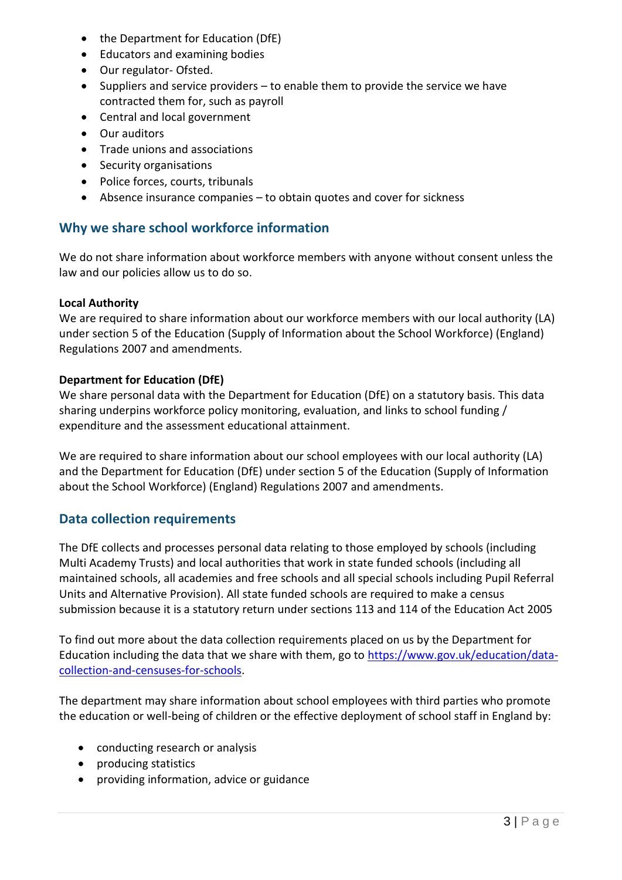- the Department for Education (DfE)
- Educators and examining bodies
- Our regulator- Ofsted.
- Suppliers and service providers – to enable them to provide the service we have contracted them for, such as payroll
- Central and local government
- Our auditors
- Trade unions and associations
- Security organisations
- Police forces, courts, tribunals
- Absence insurance companies – to obtain quotes and cover for sickness

## Why we share school workforce information

We do not share information about workforce members with anyone without consent unless the law and our policies allow us to do so.

**Local Authority**
We are required to share information about our workforce members with our local authority (LA) under section 5 of the Education (Supply of Information about the School Workforce) (England) Regulations 2007 and amendments.

**Department for Education (DfE)**
We share personal data with the Department for Education (DfE) on a statutory basis. This data sharing underpins workforce policy monitoring, evaluation, and links to school funding / expenditure and the assessment educational attainment.

We are required to share information about our school employees with our local authority (LA) and the Department for Education (DfE) under section 5 of the Education (Supply of Information about the School Workforce) (England) Regulations 2007 and amendments.

## Data collection requirements

The DfE collects and processes personal data relating to those employed by schools (including Multi Academy Trusts) and local authorities that work in state funded schools (including all maintained schools, all academies and free schools and all special schools including Pupil Referral Units and Alternative Provision). All state funded schools are required to make a census submission because it is a statutory return under sections 113 and 114 of the Education Act 2005

To find out more about the data collection requirements placed on us by the Department for Education including the data that we share with them, go to [https://www.gov.uk/education/data-collection-and-censuses-for-schools](https://www.gov.uk/education/data-collection-and-censuses-for-schools).

The department may share information about school employees with third parties who promote the education or well-being of children or the effective deployment of school staff in England by:

- conducting research or analysis
- producing statistics
- providing information, advice or guidance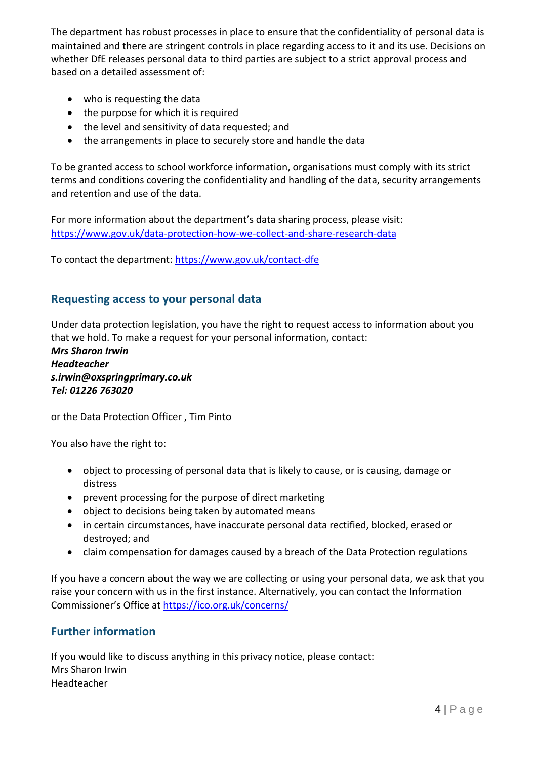The department has robust processes in place to ensure that the confidentiality of personal data is maintained and there are stringent controls in place regarding access to it and its use. Decisions on whether DfE releases personal data to third parties are subject to a strict approval process and based on a detailed assessment of:

- who is requesting the data
- the purpose for which it is required
- the level and sensitivity of data requested; and
- the arrangements in place to securely store and handle the data

To be granted access to school workforce information, organisations must comply with its strict terms and conditions covering the confidentiality and handling of the data, security arrangements and retention and use of the data.

For more information about the department's data sharing process, please visit: https://www.gov.uk/data-protection-how-we-collect-and-share-research-data

To contact the department: https://www.gov.uk/contact-dfe

## Requesting access to your personal data

Under data protection legislation, you have the right to request access to information about you that we hold. To make a request for your personal information, contact:
***Mrs Sharon Irwin***
***Headteacher***
***s.irwin@oxspringprimary.co.uk***
***Tel: 01226 763020***

or the Data Protection Officer , Tim Pinto

You also have the right to:

- object to processing of personal data that is likely to cause, or is causing, damage or distress
- prevent processing for the purpose of direct marketing
- object to decisions being taken by automated means
- in certain circumstances, have inaccurate personal data rectified, blocked, erased or destroyed; and
- claim compensation for damages caused by a breach of the Data Protection regulations

If you have a concern about the way we are collecting or using your personal data, we ask that you raise your concern with us in the first instance. Alternatively, you can contact the Information Commissioner's Office at https://ico.org.uk/concerns/

## Further information

If you would like to discuss anything in this privacy notice, please contact:
Mrs Sharon Irwin
Headteacher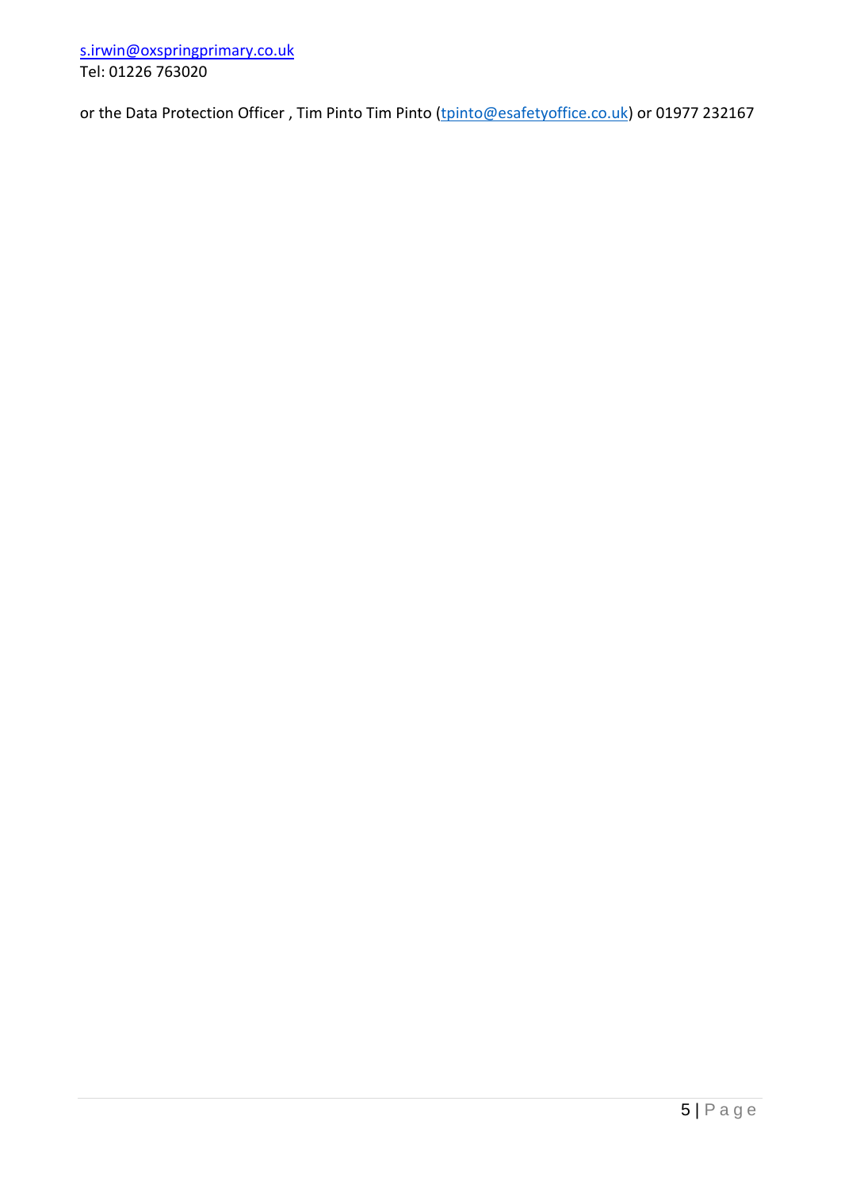s.irwin@oxspringprimary.co.uk
Tel: 01226 763020

or the Data Protection Officer , Tim Pinto Tim Pinto (tpinto@esafetyoffice.co.uk) or 01977 232167